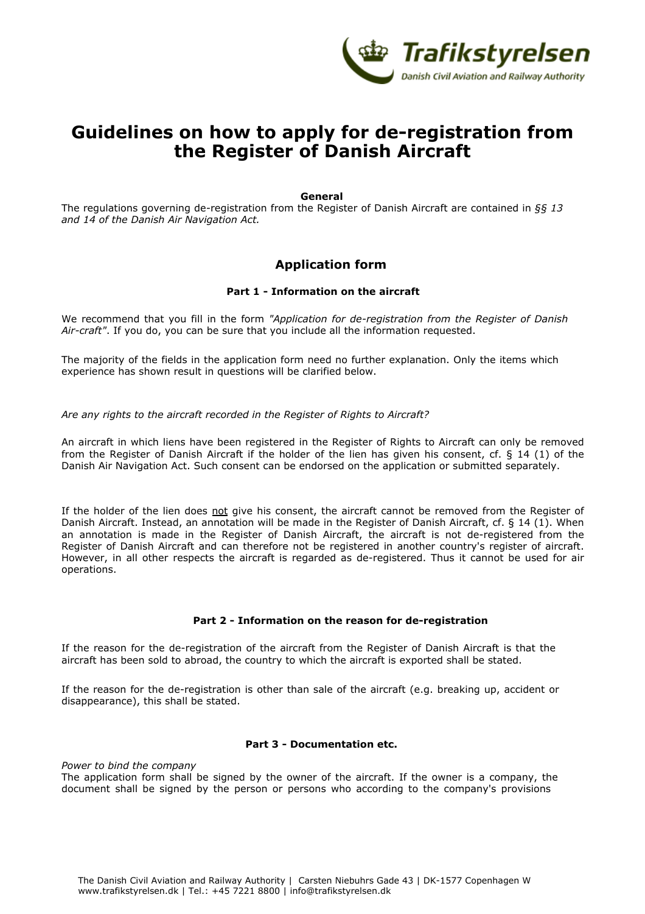# Guidelines on how to apply for de-registration from the Register of Danish Aircraft

**General**

The regulations governing de-registration from the Register of Danish Aircraft are contained in *§§ 13 and 14 of the Danish Air Navigation Act.*

## Application form

### Part 1 - Information on the aircraft

We recommend that you fill in the form *"Application for de-registration from the Register of Danish Air-craft"*. If you do, you can be sure that you include all the information requested.

The majority of the fields in the application form need no further explanation. Only the items which experience has shown result in questions will be clarified below.

*Are any rights to the aircraft recorded in the Register of Rights to Aircraft?*

An aircraft in which liens have been registered in the Register of Rights to Aircraft can only be removed from the Register of Danish Aircraft if the holder of the lien has given his consent, cf. § 14 (1) of the Danish Air Navigation Act. Such consent can be endorsed on the application or submitted separately.

If the holder of the lien does not give his consent, the aircraft cannot be removed from the Register of Danish Aircraft. Instead, an annotation will be made in the Register of Danish Aircraft, cf. § 14 (1). When an annotation is made in the Register of Danish Aircraft, the aircraft is not de-registered from the Register of Danish Aircraft and can therefore not be registered in another country's register of aircraft. However, in all other respects the aircraft is regarded as de-registered. Thus it cannot be used for air operations.

### Part 2 - Information on the reason for de-registration

If the reason for the de-registration of the aircraft from the Register of Danish Aircraft is that the aircraft has been sold to abroad, the country to which the aircraft is exported shall be stated.

If the reason for the de-registration is other than sale of the aircraft (e.g. breaking up, accident or disappearance), this shall be stated.

### Part 3 - Documentation etc.

*Power to bind the company*

The application form shall be signed by the owner of the aircraft. If the owner is a company, the document shall be signed by the person or persons who according to the company's provisions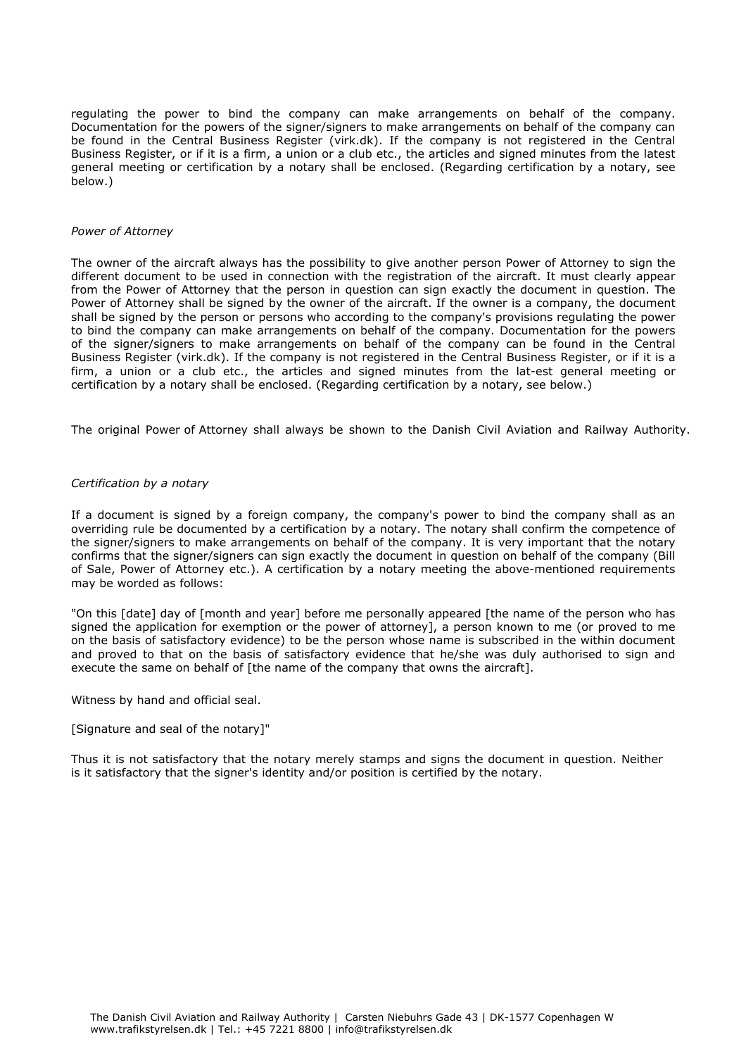regulating the power to bind the company can make arrangements on behalf of the company. Documentation for the powers of the signer/signers to make arrangements on behalf of the company can be found in the Central Business Register (virk.dk). If the company is not registered in the Central Business Register, or if it is a firm, a union or a club etc., the articles and signed minutes from the latest general meeting or certification by a notary shall be enclosed. (Regarding certification by a notary, see below.)

*Power of Attorney*

The owner of the aircraft always has the possibility to give another person Power of Attorney to sign the different document to be used in connection with the registration of the aircraft. It must clearly appear from the Power of Attorney that the person in question can sign exactly the document in question. The Power of Attorney shall be signed by the owner of the aircraft. If the owner is a company, the document shall be signed by the person or persons who according to the company's provisions regulating the power to bind the company can make arrangements on behalf of the company. Documentation for the powers of the signer/signers to make arrangements on behalf of the company can be found in the Central Business Register (virk.dk). If the company is not registered in the Central Business Register, or if it is a firm, a union or a club etc., the articles and signed minutes from the lat-est general meeting or certification by a notary shall be enclosed. (Regarding certification by a notary, see below.)

The original Power of Attorney shall always be shown to the Danish Civil Aviation and Railway Authority.

*Certification by a notary*

If a document is signed by a foreign company, the company's power to bind the company shall as an overriding rule be documented by a certification by a notary. The notary shall confirm the competence of the signer/signers to make arrangements on behalf of the company. It is very important that the notary confirms that the signer/signers can sign exactly the document in question on behalf of the company (Bill of Sale, Power of Attorney etc.). A certification by a notary meeting the above-mentioned requirements may be worded as follows:

"On this [date] day of [month and year] before me personally appeared [the name of the person who has signed the application for exemption or the power of attorney], a person known to me (or proved to me on the basis of satisfactory evidence) to be the person whose name is subscribed in the within document and proved to that on the basis of satisfactory evidence that he/she was duly authorised to sign and execute the same on behalf of [the name of the company that owns the aircraft].

Witness by hand and official seal.

[Signature and seal of the notary]"

Thus it is not satisfactory that the notary merely stamps and signs the document in question. Neither is it satisfactory that the signer's identity and/or position is certified by the notary.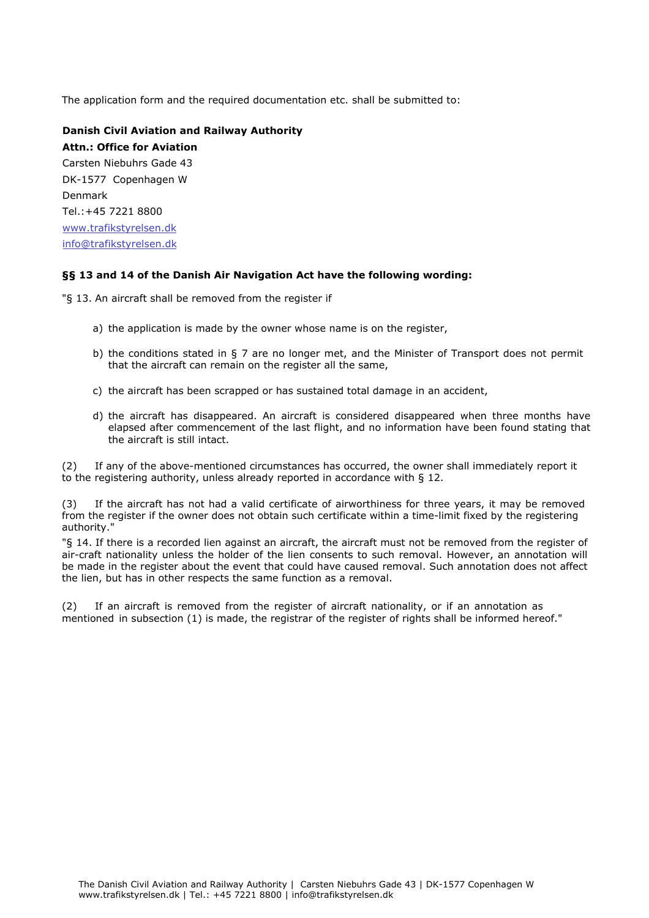The application form and the required documentation etc. shall be submitted to:

**Danish Civil Aviation and Railway Authority**
**Attn.: Office for Aviation**
Carsten Niebuhrs Gade 43
DK-1577 Copenhagen W
Denmark
Tel.:+45 7221 8800
www.trafikstyrelsen.dk
info@trafikstyrelsen.dk

**§§ 13 and 14 of the Danish Air Navigation Act have the following wording:**

"§ 13. An aircraft shall be removed from the register if

a) the application is made by the owner whose name is on the register,

b) the conditions stated in § 7 are no longer met, and the Minister of Transport does not permit that the aircraft can remain on the register all the same,

c) the aircraft has been scrapped or has sustained total damage in an accident,

d) the aircraft has disappeared. An aircraft is considered disappeared when three months have elapsed after commencement of the last flight, and no information have been found stating that the aircraft is still intact.

(2) If any of the above-mentioned circumstances has occurred, the owner shall immediately report it to the registering authority, unless already reported in accordance with § 12.

(3) If the aircraft has not had a valid certificate of airworthiness for three years, it may be removed from the register if the owner does not obtain such certificate within a time-limit fixed by the registering authority."

"§ 14. If there is a recorded lien against an aircraft, the aircraft must not be removed from the register of air-craft nationality unless the holder of the lien consents to such removal. However, an annotation will be made in the register about the event that could have caused removal. Such annotation does not affect the lien, but has in other respects the same function as a removal.

(2) If an aircraft is removed from the register of aircraft nationality, or if an annotation as mentioned in subsection (1) is made, the registrar of the register of rights shall be informed hereof."